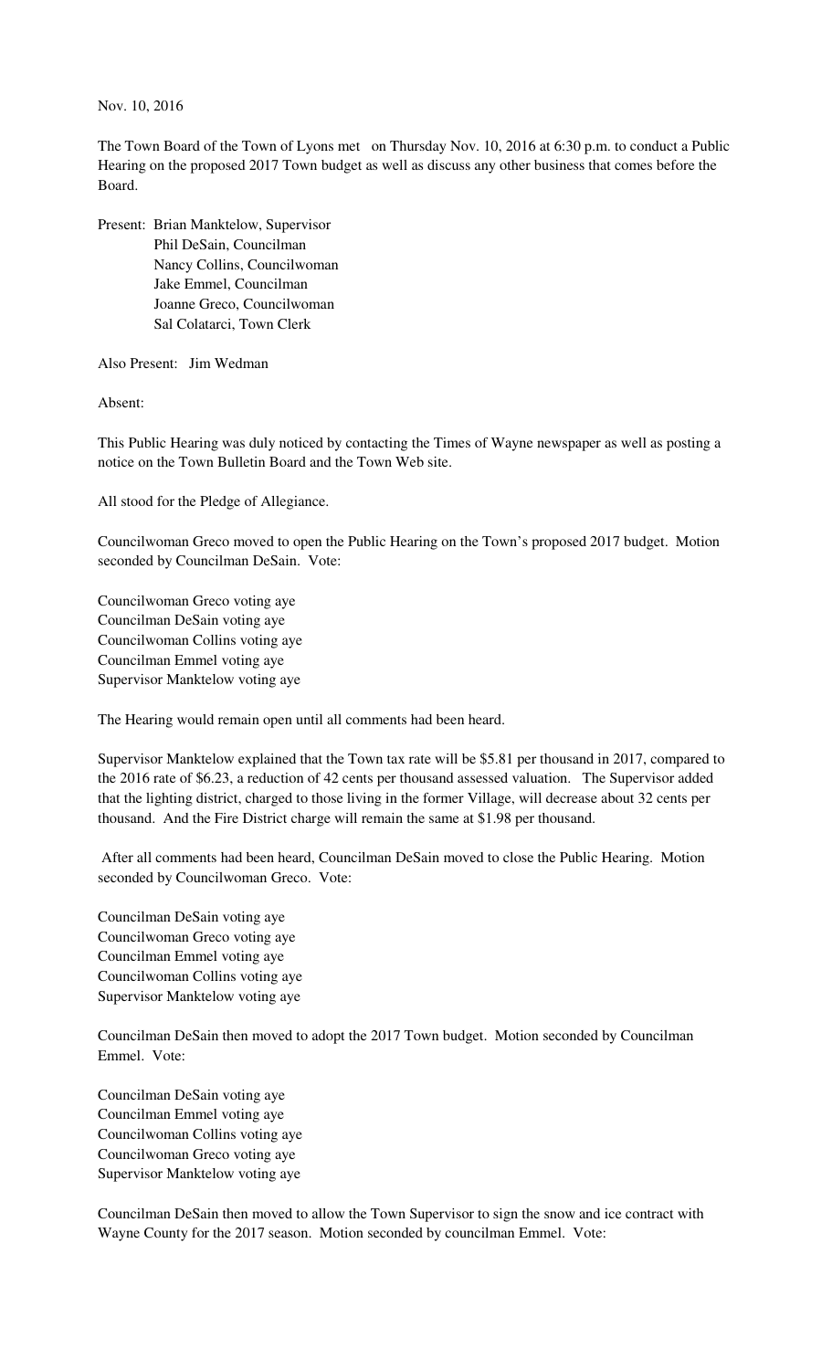Nov. 10, 2016

The Town Board of the Town of Lyons met on Thursday Nov. 10, 2016 at 6:30 p.m. to conduct a Public Hearing on the proposed 2017 Town budget as well as discuss any other business that comes before the Board.

Present: Brian Manktelow, Supervisor
Phil DeSain, Councilman
Nancy Collins, Councilwoman
Jake Emmel, Councilman
Joanne Greco, Councilwoman
Sal Colatarci, Town Clerk

Also Present: Jim Wedman

Absent:

This Public Hearing was duly noticed by contacting the Times of Wayne newspaper as well as posting a notice on the Town Bulletin Board and the Town Web site.

All stood for the Pledge of Allegiance.

Councilwoman Greco moved to open the Public Hearing on the Town's proposed 2017 budget. Motion seconded by Councilman DeSain. Vote:

Councilwoman Greco voting aye
Councilman DeSain voting aye
Councilwoman Collins voting aye
Councilman Emmel voting aye
Supervisor Manktelow voting aye

The Hearing would remain open until all comments had been heard.

Supervisor Manktelow explained that the Town tax rate will be $5.81 per thousand in 2017, compared to the 2016 rate of $6.23, a reduction of 42 cents per thousand assessed valuation. The Supervisor added that the lighting district, charged to those living in the former Village, will decrease about 32 cents per thousand. And the Fire District charge will remain the same at $1.98 per thousand.

After all comments had been heard, Councilman DeSain moved to close the Public Hearing. Motion seconded by Councilwoman Greco. Vote:

Councilman DeSain voting aye
Councilwoman Greco voting aye
Councilman Emmel voting aye
Councilwoman Collins voting aye
Supervisor Manktelow voting aye

Councilman DeSain then moved to adopt the 2017 Town budget. Motion seconded by Councilman Emmel. Vote:

Councilman DeSain voting aye
Councilman Emmel voting aye
Councilwoman Collins voting aye
Councilwoman Greco voting aye
Supervisor Manktelow voting aye

Councilman DeSain then moved to allow the Town Supervisor to sign the snow and ice contract with Wayne County for the 2017 season. Motion seconded by councilman Emmel. Vote: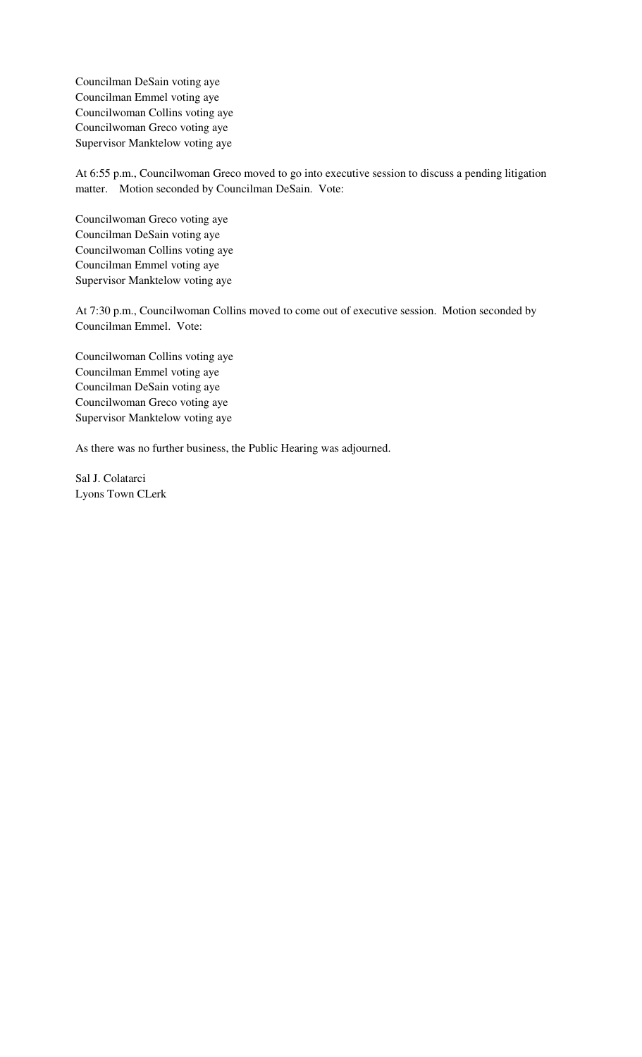Councilman DeSain voting aye
Councilman Emmel voting aye
Councilwoman Collins voting aye
Councilwoman Greco voting aye
Supervisor Manktelow voting aye

At 6:55 p.m., Councilwoman Greco moved to go into executive session to discuss a pending litigation matter. Motion seconded by Councilman DeSain. Vote:

Councilwoman Greco voting aye
Councilman DeSain voting aye
Councilwoman Collins voting aye
Councilman Emmel voting aye
Supervisor Manktelow voting aye

At 7:30 p.m., Councilwoman Collins moved to come out of executive session. Motion seconded by Councilman Emmel. Vote:

Councilwoman Collins voting aye
Councilman Emmel voting aye
Councilman DeSain voting aye
Councilwoman Greco voting aye
Supervisor Manktelow voting aye

As there was no further business, the Public Hearing was adjourned.

Sal J. Colatarci
Lyons Town CLerk